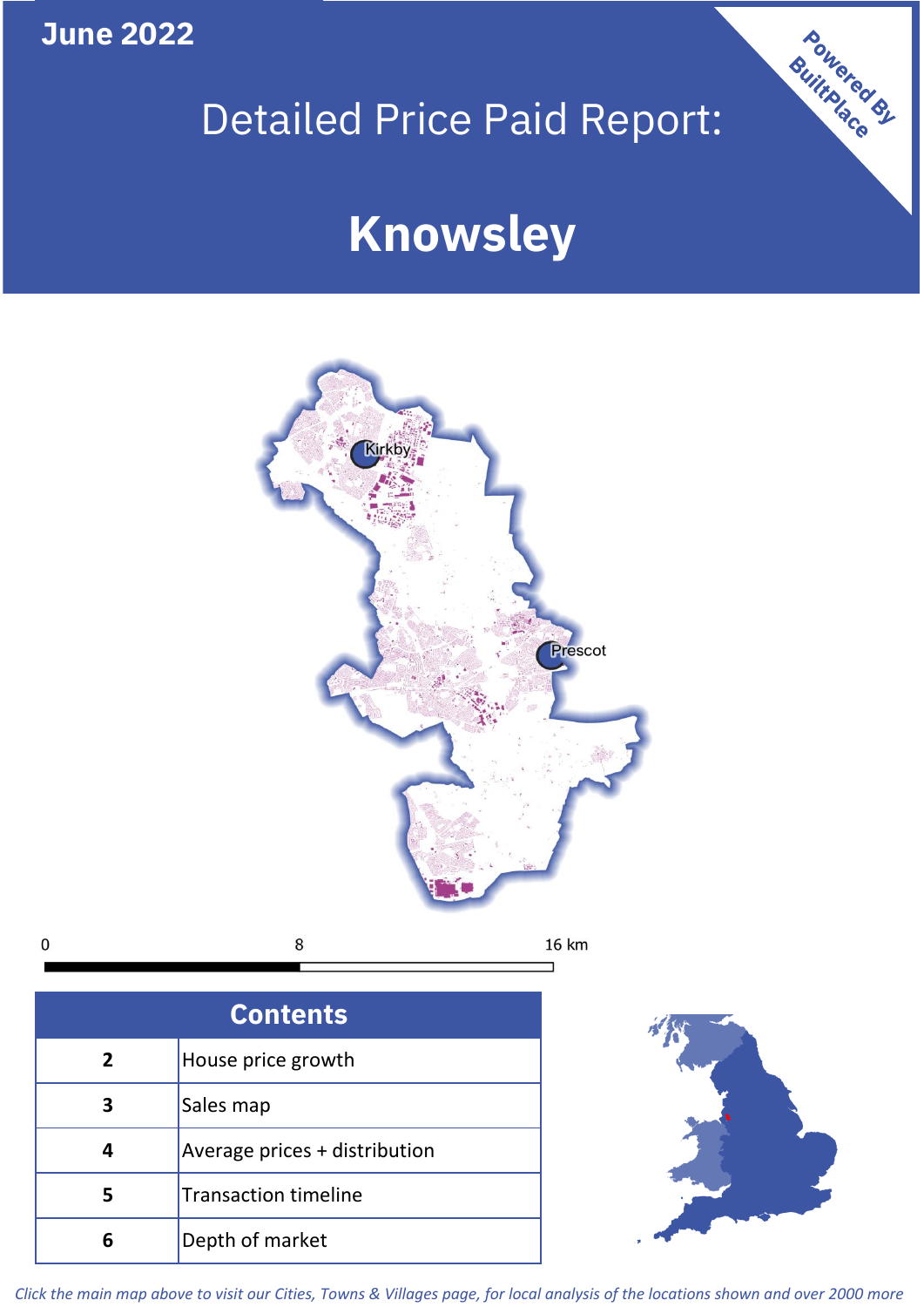June 2022

# Detailed Price Paid Report:

# Knowsley

Powered By BuiltPlace

Kirkby

Prescot

0 8 16 km

| Contents | |
|---|---|
| 2 | House price growth |
| 3 | Sales map |
| 4 | Average prices + distribution |
| 5 | Transaction timeline |
| 6 | Depth of market |

*Click the main map above to visit our Cities, Towns & Villages page, for local analysis of the locations shown and over 2000 more*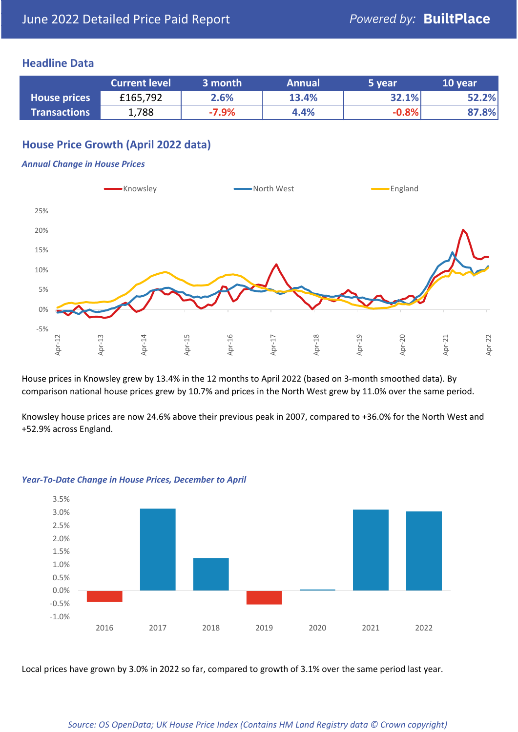# June 2022 Detailed Price Paid Report

Powered by: **BuiltPlace**

## Headline Data

| | Current level | 3 month | Annual | 5 year | 10 year |
|---|---|---|---|---|---|
| **House prices** | £165,792 | 2.6% | 13.4% | 32.1% | 52.2% |
| **Transactions** | 1,788 | -7.9% | 4.4% | -0.8% | 87.8% |

## House Price Growth (April 2022 data)

***Annual Change in House Prices***

House prices in Knowsley grew by 13.4% in the 12 months to April 2022 (based on 3-month smoothed data). By comparison national house prices grew by 10.7% and prices in the North West grew by 11.0% over the same period.

Knowsley house prices are now 24.6% above their previous peak in 2007, compared to +36.0% for the North West and +52.9% across England.

***Year-To-Date Change in House Prices, December to April***

Local prices have grown by 3.0% in 2022 so far, compared to growth of 3.1% over the same period last year.

*Source: OS OpenData; UK House Price Index (Contains HM Land Registry data © Crown copyright)*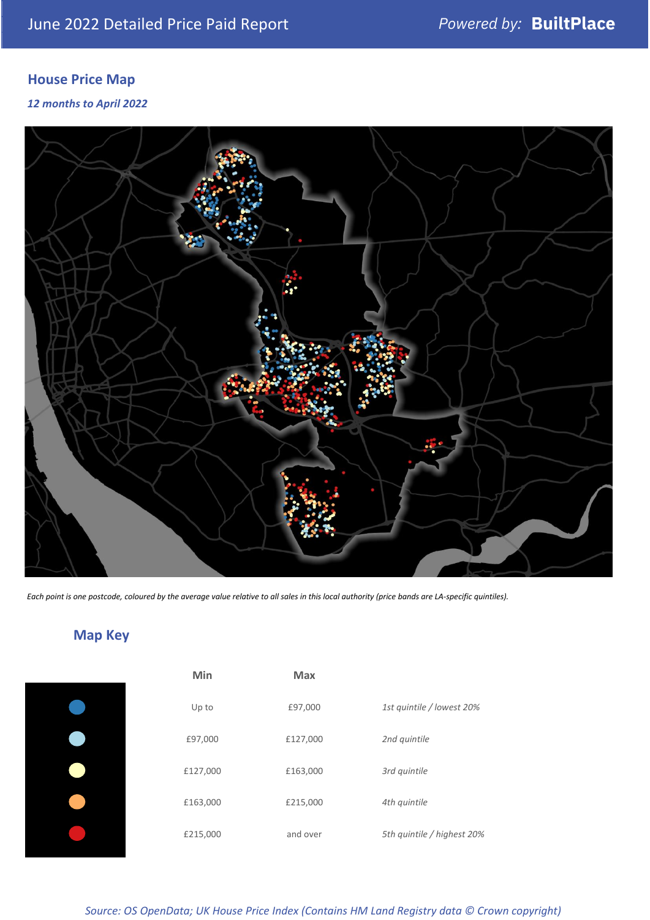## House Price Map

*12 months to April 2022*

*Each point is one postcode, coloured by the average value relative to all sales in this local authority (price bands are LA-specific quintiles).*

## Map Key

| | Min | Max | |
|---|---|---|---|
| | Up to | £97,000 | *1st quintile / lowest 20%* |
| | £97,000 | £127,000 | *2nd quintile* |
| | £127,000 | £163,000 | *3rd quintile* |
| | £163,000 | £215,000 | *4th quintile* |
| | £215,000 | and over | *5th quintile / highest 20%* |

*Source: OS OpenData; UK House Price Index (Contains HM Land Registry data © Crown copyright)*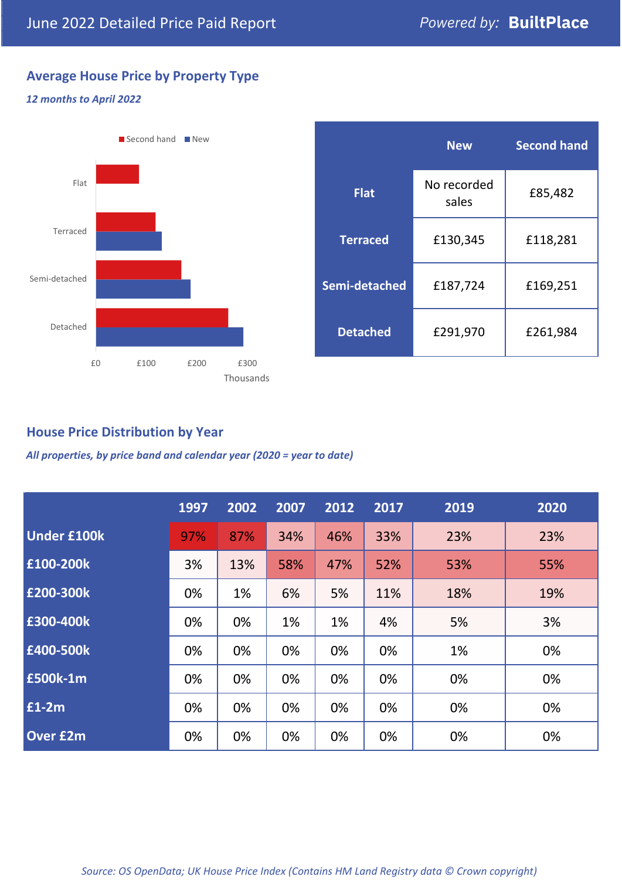# June 2022 Detailed Price Paid Report

Powered by: **BuiltPlace**

## Average House Price by Property Type

*12 months to April 2022*

Second hand ■ New ■

Flat

Terraced

Semi-detached

Detached

£0 £100 £200 £300

Thousands

| | New | Second hand |
|---|---|---|
| **Flat** | No recorded sales | £85,482 |
| **Terraced** | £130,345 | £118,281 |
| **Semi-detached** | £187,724 | £169,251 |
| **Detached** | £291,970 | £261,984 |

## House Price Distribution by Year

*All properties, by price band and calendar year (2020 = year to date)*

| | 1997 | 2002 | 2007 | 2012 | 2017 | 2019 | 2020 |
|---|---|---|---|---|---|---|---|
| **Under £100k** | 97% | 87% | 34% | 46% | 33% | 23% | 23% |
| **£100-200k** | 3% | 13% | 58% | 47% | 52% | 53% | 55% |
| **£200-300k** | 0% | 1% | 6% | 5% | 11% | 18% | 19% |
| **£300-400k** | 0% | 0% | 1% | 1% | 4% | 5% | 3% |
| **£400-500k** | 0% | 0% | 0% | 0% | 0% | 1% | 0% |
| **£500k-1m** | 0% | 0% | 0% | 0% | 0% | 0% | 0% |
| **£1-2m** | 0% | 0% | 0% | 0% | 0% | 0% | 0% |
| **Over £2m** | 0% | 0% | 0% | 0% | 0% | 0% | 0% |

*Source: OS OpenData; UK House Price Index (Contains HM Land Registry data © Crown copyright)*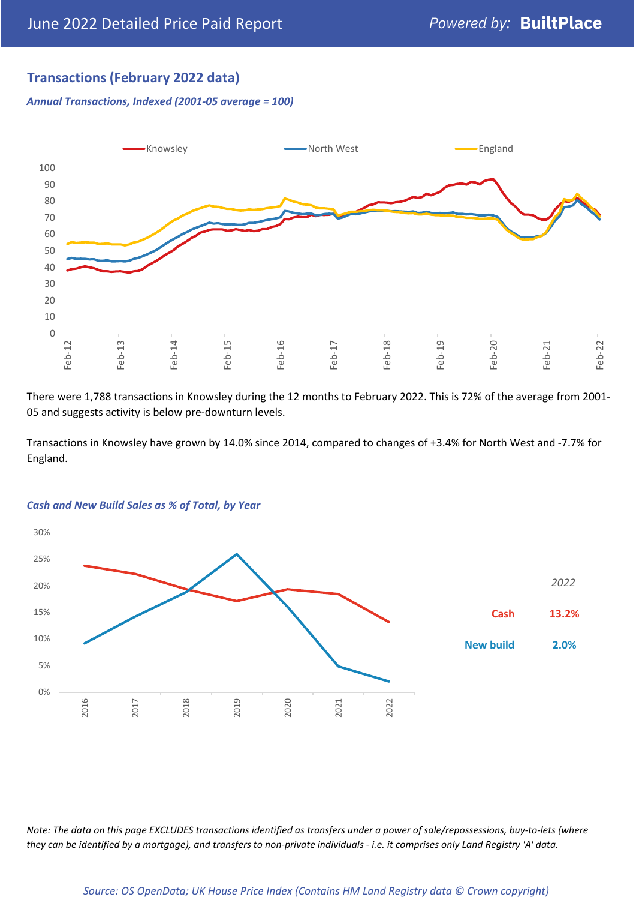## Transactions (February 2022 data)

*Annual Transactions, Indexed (2001-05 average = 100)*

There were 1,788 transactions in Knowsley during the 12 months to February 2022. This is 72% of the average from 2001-05 and suggests activity is below pre-downturn levels.

Transactions in Knowsley have grown by 14.0% since 2014, compared to changes of +3.4% for North West and -7.7% for England.

*Cash and New Build Sales as % of Total, by Year*

| 2022 | |
|---|---|
| Cash | 13.2% |
| New build | 2.0% |

*Note: The data on this page EXCLUDES transactions identified as transfers under a power of sale/repossessions, buy-to-lets (where they can be identified by a mortgage), and transfers to non-private individuals - i.e. it comprises only Land Registry 'A' data.*

*Source: OS OpenData; UK House Price Index (Contains HM Land Registry data © Crown copyright)*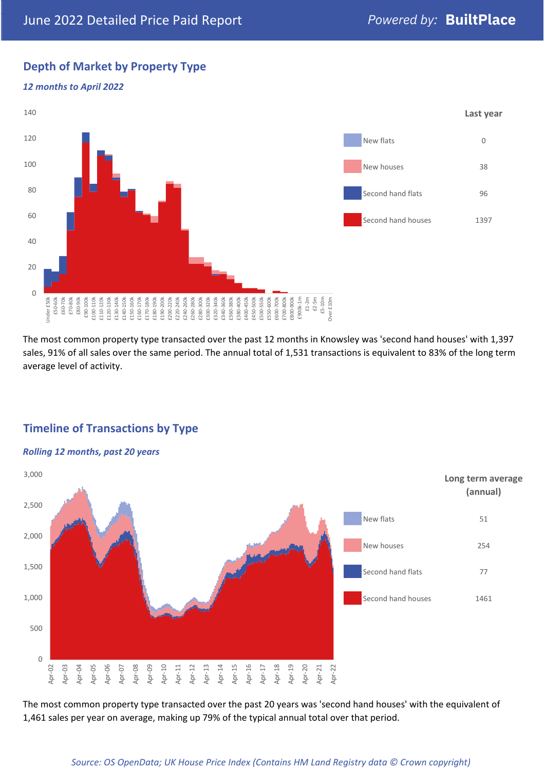June 2022 Detailed Price Paid Report

Powered by: **BuiltPlace**

## Depth of Market by Property Type

*12 months to April 2022*

140
120
100
80
60
40
20
0

Under £50k, £50-60k, £60-70k, £70-80k, £80-90k, £90-100k, £100-110k, £110-120k, £120-130k, £130-140k, £140-150k, £150-160k, £160-170k, £170-180k, £180-190k, £190-200k, £200-220k, £220-240k, £240-260k, £260-280k, £280-300k, £300-320k, £320-340k, £340-360k, £360-380k, £380-400k, £400-450k, £450-500k, £500-550k, £550-600k, £600-700k, £700-800k, £800-900k, £900k-1m, £1-2m, £2-5m, £5-10m, Over £10m

Last year

New flats 0
New houses 38
Second hand flats 96
Second hand houses 1397

The most common property type transacted over the past 12 months in Knowsley was 'second hand houses' with 1,397 sales, 91% of all sales over the same period. The annual total of 1,531 transactions is equivalent to 83% of the long term average level of activity.

## Timeline of Transactions by Type

*Rolling 12 months, past 20 years*

3,000
2,500
2,000
1,500
1,000
500
0

Apr-02, Apr-03, Apr-04, Apr-05, Apr-06, Apr-07, Apr-08, Apr-09, Apr-10, Apr-11, Apr-12, Apr-13, Apr-14, Apr-15, Apr-16, Apr-17, Apr-18, Apr-19, Apr-20, Apr-21, Apr-22

Long term average (annual)

New flats 51
New houses 254
Second hand flats 77
Second hand houses 1461

The most common property type transacted over the past 20 years was 'second hand houses' with the equivalent of 1,461 sales per year on average, making up 79% of the typical annual total over that period.

*Source: OS OpenData; UK House Price Index (Contains HM Land Registry data © Crown copyright)*